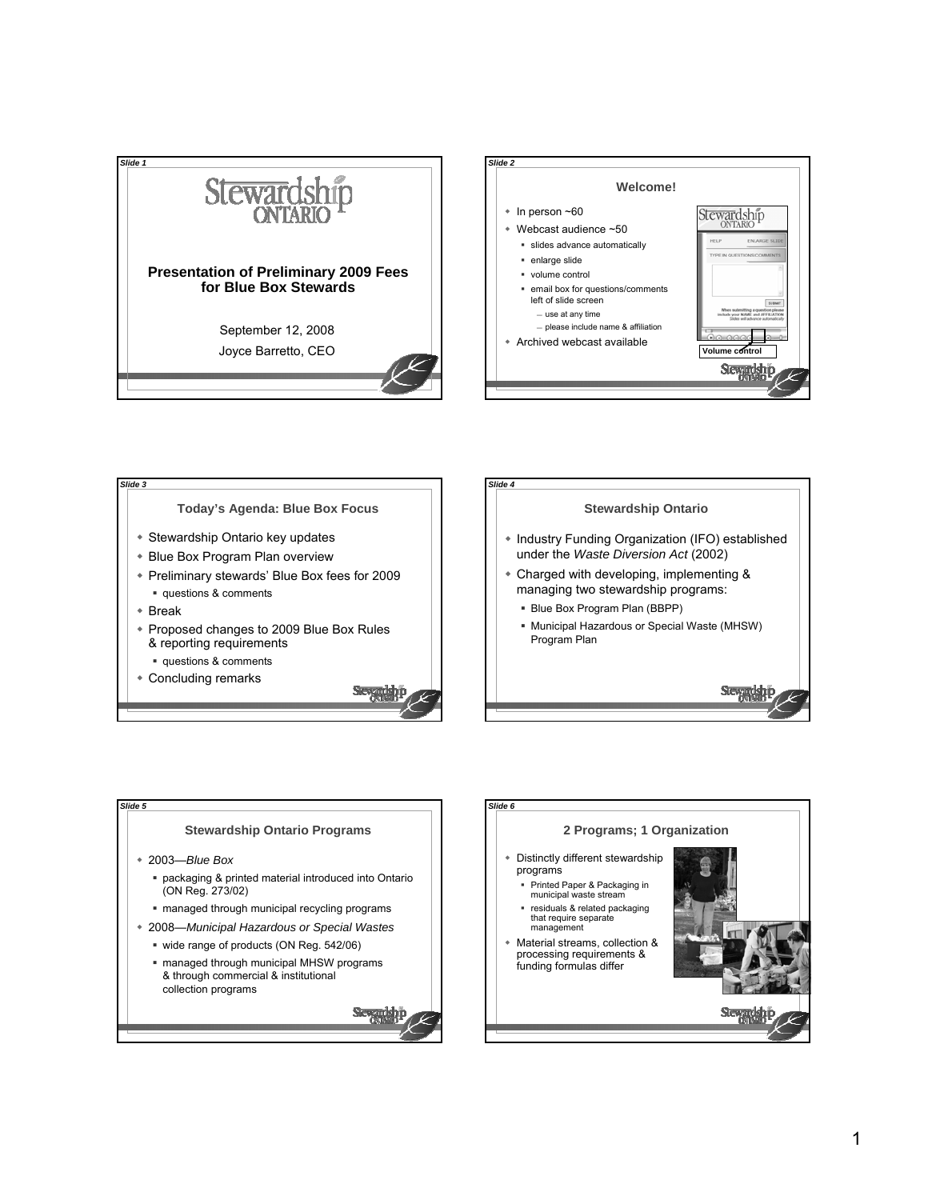## Slide 1

# Presentation of Preliminary 2009 Fees for Blue Box Stewards

September 12, 2008

Joyce Barretto, CEO

## Slide 2

### Welcome!

- In person ~60
- Webcast audience ~50
  - slides advance automatically
  - enlarge slide
  - volume control
  - email box for questions/comments left of slide screen
    - use at any time
    - please include name & affiliation
- Archived webcast available

Volume control

## Slide 3

### Today's Agenda: Blue Box Focus

- Stewardship Ontario key updates
- Blue Box Program Plan overview
- Preliminary stewards' Blue Box fees for 2009
  - questions & comments
- Break
- Proposed changes to 2009 Blue Box Rules & reporting requirements
  - questions & comments
- Concluding remarks

## Slide 4

### Stewardship Ontario

- Industry Funding Organization (IFO) established under the *Waste Diversion Act* (2002)
- Charged with developing, implementing & managing two stewardship programs:
  - Blue Box Program Plan (BBPP)
  - Municipal Hazardous or Special Waste (MHSW) Program Plan

## Slide 5

### Stewardship Ontario Programs

- 2003—*Blue Box*
  - packaging & printed material introduced into Ontario (ON Reg. 273/02)
  - managed through municipal recycling programs
- 2008—*Municipal Hazardous or Special Wastes*
  - wide range of products (ON Reg. 542/06)
  - managed through municipal MHSW programs & through commercial & institutional collection programs

## Slide 6

### 2 Programs; 1 Organization

- Distinctly different stewardship programs
  - Printed Paper & Packaging in municipal waste stream
  - residuals & related packaging that require separate management
- Material streams, collection & processing requirements & funding formulas differ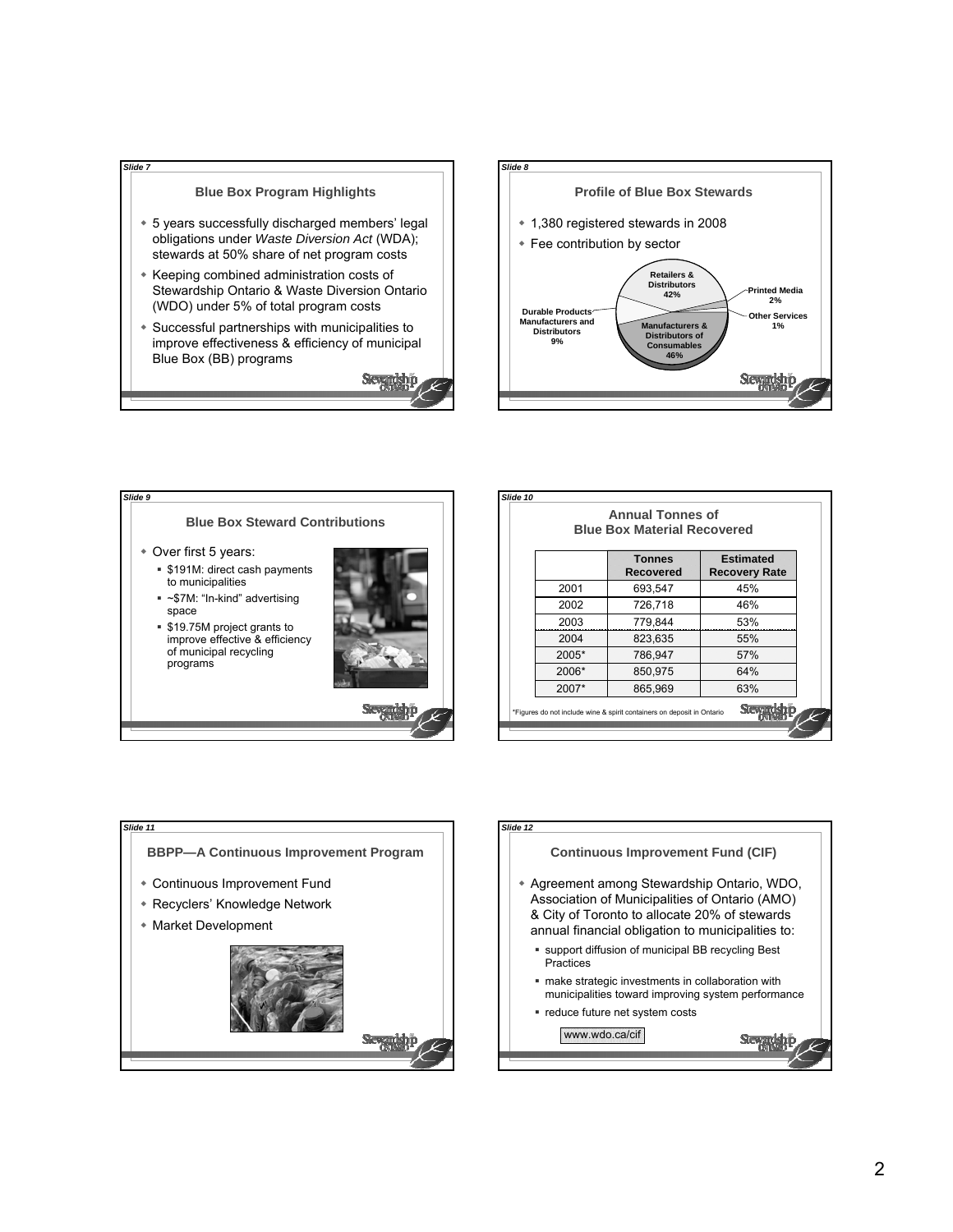Slide 7

## Blue Box Program Highlights

- 5 years successfully discharged members' legal obligations under *Waste Diversion Act* (WDA); stewards at 50% share of net program costs
- Keeping combined administration costs of Stewardship Ontario & Waste Diversion Ontario (WDO) under 5% of total program costs
- Successful partnerships with municipalities to improve effectiveness & efficiency of municipal Blue Box (BB) programs

Slide 8

## Profile of Blue Box Stewards

- 1,380 registered stewards in 2008
- Fee contribution by sector

Retailers & Distributors 42%

Printed Media 2%

Other Services 1%

Manufacturers & Distributors of Consumables 46%

Durable Products Manufacturers and Distributors 9%

Slide 9

## Blue Box Steward Contributions

- Over first 5 years:
  - $191M: direct cash payments to municipalities
  - ~$7M: "In-kind" advertising space
  - $19.75M project grants to improve effective & efficiency of municipal recycling programs

Slide 10

## Annual Tonnes of Blue Box Material Recovered

| | Tonnes Recovered | Estimated Recovery Rate |
|---|---|---|
| 2001 | 693,547 | 45% |
| 2002 | 726,718 | 46% |
| 2003 | 779,844 | 53% |
| 2004 | 823,635 | 55% |
| 2005* | 786,947 | 57% |
| 2006* | 850,975 | 64% |
| 2007* | 865,969 | 63% |

*Figures do not include wine & spirit containers on deposit in Ontario

Slide 11

## BBPP—A Continuous Improvement Program

- Continuous Improvement Fund
- Recyclers' Knowledge Network
- Market Development

Slide 12

## Continuous Improvement Fund (CIF)

- Agreement among Stewardship Ontario, WDO, Association of Municipalities of Ontario (AMO) & City of Toronto to allocate 20% of stewards annual financial obligation to municipalities to:
  - support diffusion of municipal BB recycling Best Practices
  - make strategic investments in collaboration with municipalities toward improving system performance
  - reduce future net system costs

www.wdo.ca/cif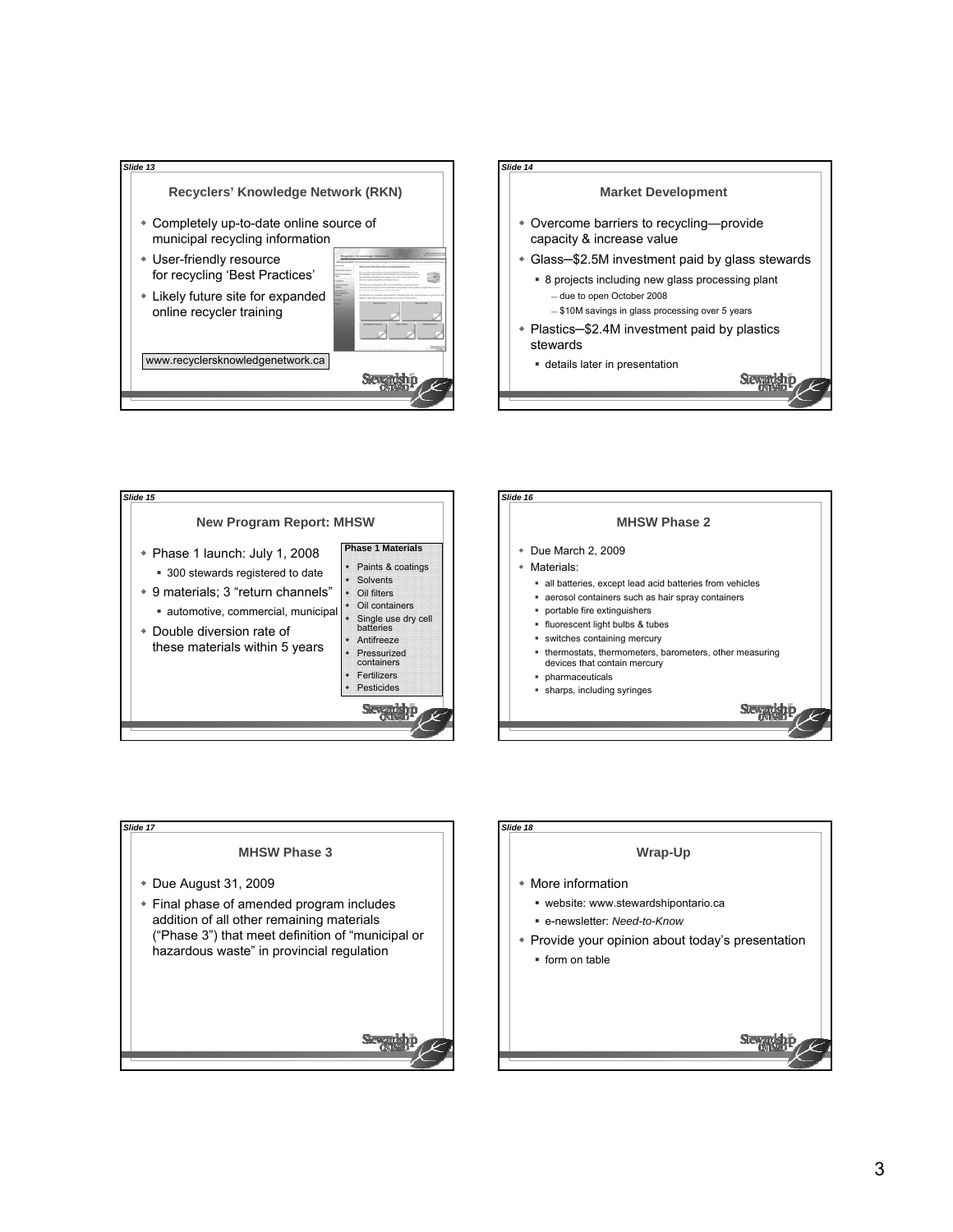*Slide 13*

## Recyclers' Knowledge Network (RKN)

- Completely up-to-date online source of municipal recycling information
- User-friendly resource for recycling 'Best Practices'
- Likely future site for expanded online recycler training

www.recyclersknowledgenetwork.ca

*Slide 14*

## Market Development

- Overcome barriers to recycling—provide capacity & increase value
- Glass–$2.5M investment paid by glass stewards
  - 8 projects including new glass processing plant
    - due to open October 2008
    - $10M savings in glass processing over 5 years
- Plastics–$2.4M investment paid by plastics stewards
  - details later in presentation

*Slide 15*

## New Program Report: MHSW

- Phase 1 launch: July 1, 2008
  - 300 stewards registered to date
- 9 materials; 3 "return channels"
  - automotive, commercial, municipal
- Double diversion rate of these materials within 5 years

**Phase 1 Materials**

- Paints & coatings
- Solvents
- Oil filters
- Oil containers
- Single use dry cell batteries
- Antifreeze
- Pressurized containers
- Fertilizers
- Pesticides

*Slide 16*

## MHSW Phase 2

- Due March 2, 2009
- Materials:
  - all batteries, except lead acid batteries from vehicles
  - aerosol containers such as hair spray containers
  - portable fire extinguishers
  - fluorescent light bulbs & tubes
  - switches containing mercury
  - thermostats, thermometers, barometers, other measuring devices that contain mercury
  - pharmaceuticals
  - sharps, including syringes

*Slide 17*

## MHSW Phase 3

- Due August 31, 2009
- Final phase of amended program includes addition of all other remaining materials ("Phase 3") that meet definition of "municipal or hazardous waste" in provincial regulation

*Slide 18*

## Wrap-Up

- More information
  - website: www.stewardshipontario.ca
  - e-newsletter: *Need-to-Know*
- Provide your opinion about today's presentation
  - form on table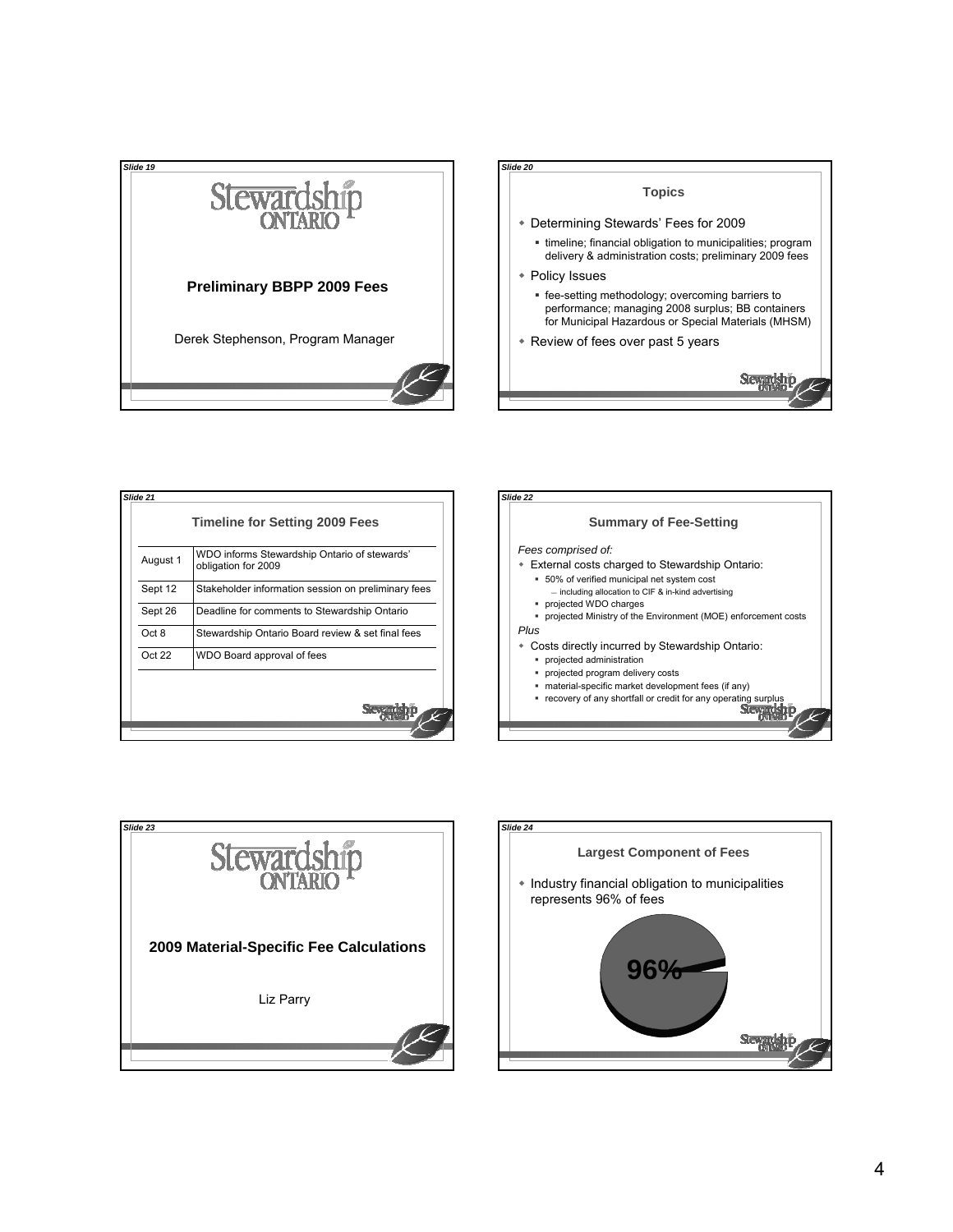*Slide 19*

# Stewardship Ontario

## Preliminary BBPP 2009 Fees

Derek Stephenson, Program Manager

*Slide 20*

## Topics

- Determining Stewards' Fees for 2009
  - timeline; financial obligation to municipalities; program delivery & administration costs; preliminary 2009 fees
- Policy Issues
  - fee-setting methodology; overcoming barriers to performance; managing 2008 surplus; BB containers for Municipal Hazardous or Special Materials (MHSM)
- Review of fees over past 5 years

*Slide 21*

## Timeline for Setting 2009 Fees

| | |
|---|---|
| August 1 | WDO informs Stewardship Ontario of stewards' obligation for 2009 |
| Sept 12 | Stakeholder information session on preliminary fees |
| Sept 26 | Deadline for comments to Stewardship Ontario |
| Oct 8 | Stewardship Ontario Board review & set final fees |
| Oct 22 | WDO Board approval of fees |

*Slide 22*

## Summary of Fee-Setting

*Fees comprised of:*

- External costs charged to Stewardship Ontario:
  - 50% of verified municipal net system cost
    - including allocation to CIF & in-kind advertising
  - projected WDO charges
  - projected Ministry of the Environment (MOE) enforcement costs

*Plus*

- Costs directly incurred by Stewardship Ontario:
  - projected administration
  - projected program delivery costs
  - material-specific market development fees (if any)
  - recovery of any shortfall or credit for any operating surplus

*Slide 23*

# Stewardship Ontario

## 2009 Material-Specific Fee Calculations

Liz Parry

*Slide 24*

## Largest Component of Fees

- Industry financial obligation to municipalities represents 96% of fees

96%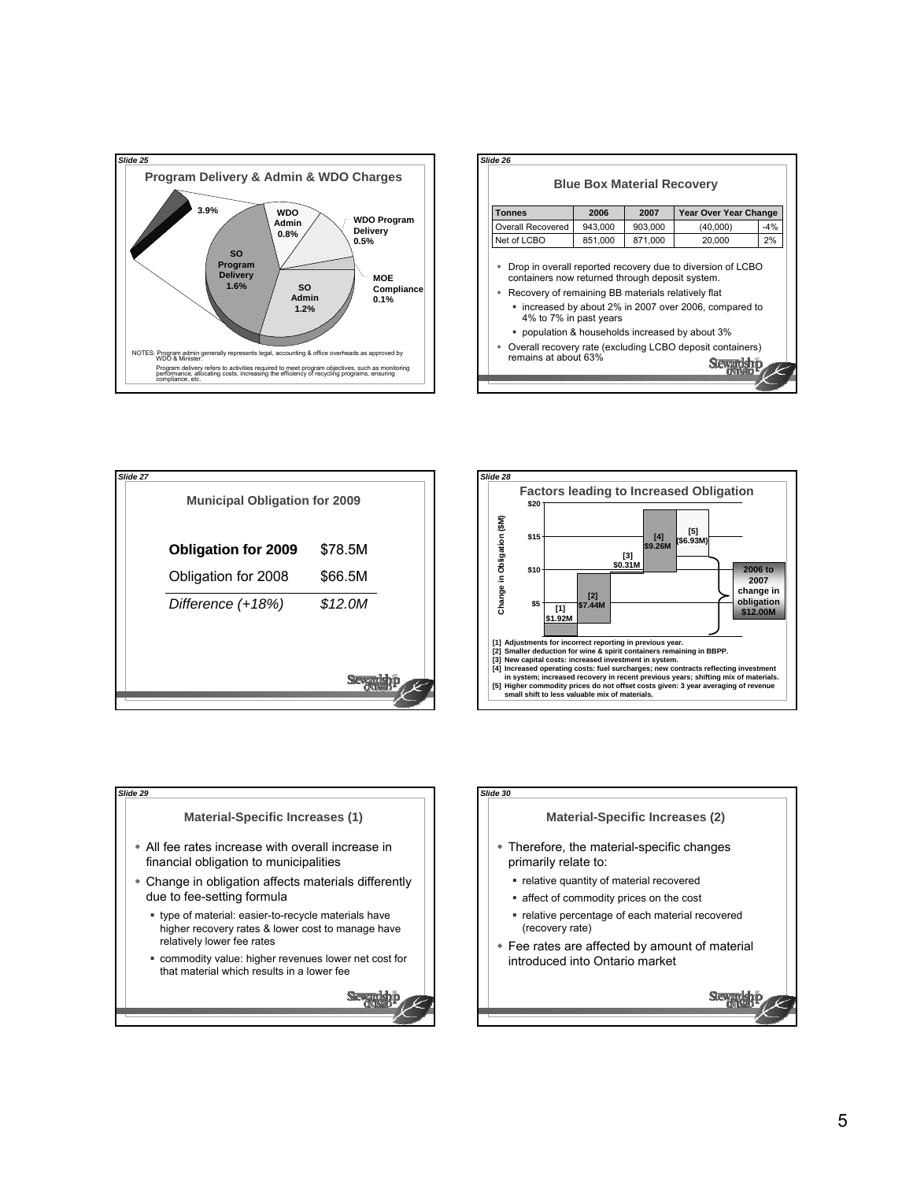*Slide 25*

## Program Delivery & Admin & WDO Charges

3.9%

WDO Admin 0.8%

WDO Program Delivery 0.5%

SO Program Delivery 1.6%

SO Admin 1.2%

MOE Compliance 0.1%

NOTES: Program admin generally represents legal, accounting & office overheads as approved by WDO & Minister.

Program delivery refers to activities required to meet program objectives, such as monitoring performance, allocating costs, increasing the efficiency of recycling programs, ensuring compliance, etc.

*Slide 26*

## Blue Box Material Recovery

| Tonnes | 2006 | 2007 | Year Over Year Change | |
|---|---|---|---|---|
| Overall Recovered | 943,000 | 903,000 | (40,000) | -4% |
| Net of LCBO | 851,000 | 871,000 | 20,000 | 2% |

- Drop in overall reported recovery due to diversion of LCBO containers now returned through deposit system.
- Recovery of remaining BB materials relatively flat
  - increased by about 2% in 2007 over 2006, compared to 4% to 7% in past years
  - population & households increased by about 3%
- Overall recovery rate (excluding LCBO deposit containers) remains at about 63%

*Slide 27*

## Municipal Obligation for 2009

| | |
|---|---|
| **Obligation for 2009** | $78.5M |
| Obligation for 2008 | $66.5M |
| *Difference (+18%)* | *$12.0M* |

*Slide 28*

## Factors leading to Increased Obligation

Change in Obligation ($M): $20, $15, $10, $5

[1] $1.92M

[2] $7.44M

[3] $0.31M

[4] $9.26M

[5] ($6.93M)

2006 to 2007 change in obligation $12.00M

[1] Adjustments for incorrect reporting in previous year.
[2] Smaller deduction for wine & spirit containers remaining in BBPP.
[3] New capital costs: increased investment in system.
[4] Increased operating costs: fuel surcharges; new contracts reflecting investment in system; increased recovery in recent previous years; shifting mix of materials.
[5] Higher commodity prices do not offset costs given: 3 year averaging of revenue small shift to less valuable mix of materials.

*Slide 29*

## Material-Specific Increases (1)

- All fee rates increase with overall increase in financial obligation to municipalities
- Change in obligation affects materials differently due to fee-setting formula
  - type of material: easier-to-recycle materials have higher recovery rates & lower cost to manage have relatively lower fee rates
  - commodity value: higher revenues lower net cost for that material which results in a lower fee

*Slide 30*

## Material-Specific Increases (2)

- Therefore, the material-specific changes primarily relate to:
  - relative quantity of material recovered
  - affect of commodity prices on the cost
  - relative percentage of each material recovered (recovery rate)
- Fee rates are affected by amount of material introduced into Ontario market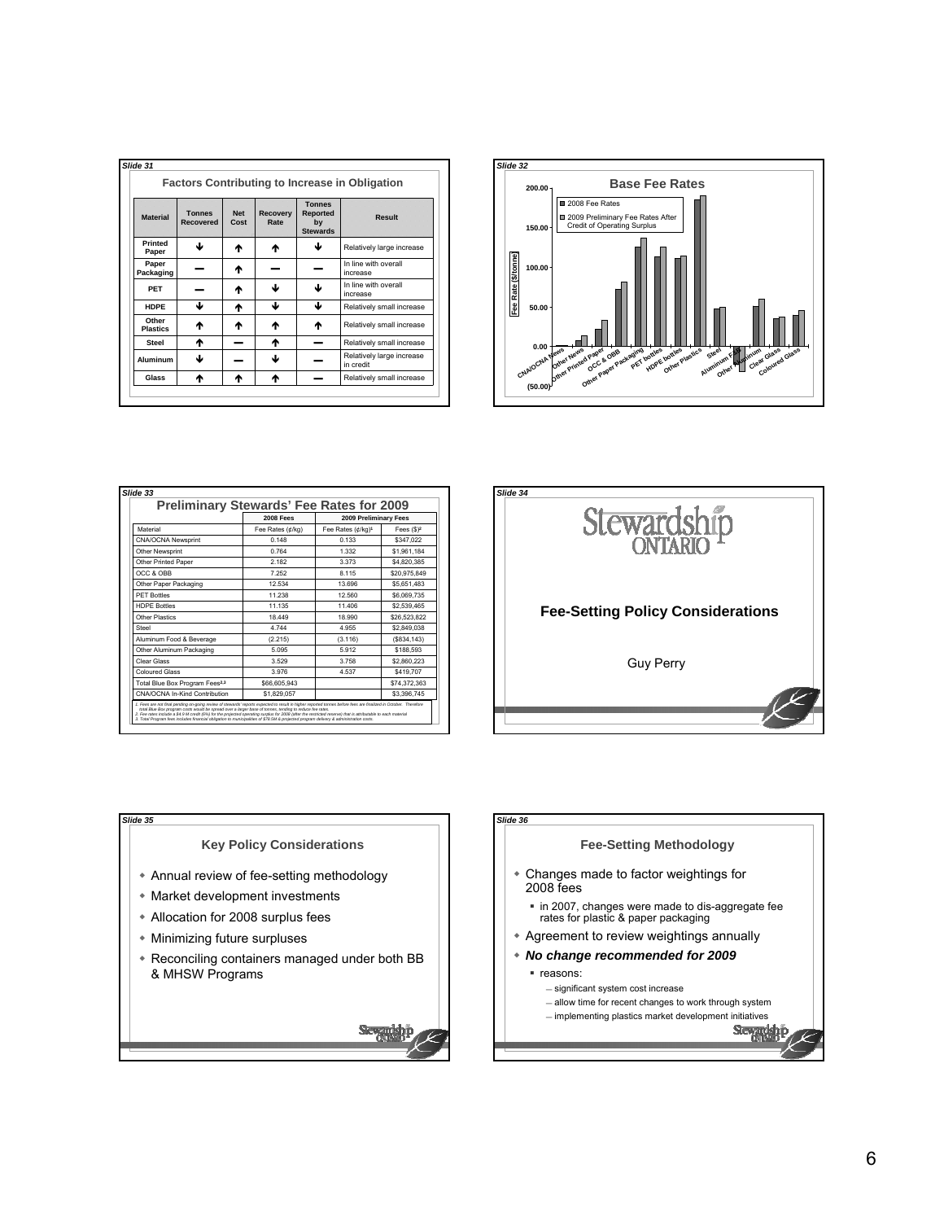## Slide 31

### Factors Contributing to Increase in Obligation

| Material | Tonnes Recovered | Net Cost | Recovery Rate | Tonnes Reported by Stewards | Result |
|---|---|---|---|---|---|
| Printed Paper | ↓ | ↑ | ↑ | ↓ | Relatively large increase |
| Paper Packaging | — | ↑ | — | — | In line with overall increase |
| PET | — | ↑ | ↓ | ↓ | In line with overall increase |
| HDPE | ↓ | ↑ | ↓ | ↓ | Relatively small increase |
| Other Plastics | ↑ | ↑ | ↑ | ↑ | Relatively small increase |
| Steel | ↑ | — | ↑ | — | Relatively small increase |
| Aluminum | ↓ | — | ↓ | — | Relatively large increase in credit |
| Glass | ↑ | ↑ | ↑ | — | Relatively small increase |

## Slide 32

### Base Fee Rates

Fee Rate ($/tonne)

- 2008 Fee Rates
- 2009 Preliminary Fee Rates After Credit of Operating Surplus

200.00, 150.00, 100.00, 50.00, 0.00, (50.00)

CNA/OCNA News, Other News, Other Printed Paper, OCC & OBB, Other Paper Packaging, PET bottles, HDPE bottles, Other Plastics, Steel, Aluminum F&B, Other Aluminum, Clear Glass, Coloured Glass

## Slide 33

### Preliminary Stewards' Fee Rates for 2009

| | 2008 Fees | 2009 Preliminary Fees | |
|---|---|---|---|
| Material | Fee Rates (¢/kg) | Fee Rates (¢/kg)[1] | Fees ($)[2] |
| CNA/OCNA Newsprint | 0.148 | 0.133 | $347,022 |
| Other Newsprint | 0.764 | 1.332 | $1,961,184 |
| Other Printed Paper | 2.182 | 3.373 | $4,820,385 |
| OCC & OBB | 7.252 | 8.115 | $20,975,849 |
| Other Paper Packaging | 12.534 | 13.696 | $5,651,483 |
| PET Bottles | 11.238 | 12.560 | $6,069,735 |
| HDPE Bottles | 11.135 | 11.406 | $2,539,465 |
| Other Plastics | 18.449 | 18.990 | $26,523,822 |
| Steel | 4.744 | 4.955 | $2,849,038 |
| Aluminum Food & Beverage | (2.215) | (3.116) | ($834,143) |
| Other Aluminum Packaging | 5.095 | 5.912 | $188,593 |
| Clear Glass | 3.529 | 3.758 | $2,860,223 |
| Coloured Glass | 3.976 | 4.537 | $419,707 |
| Total Blue Box Program Fees[2,3] | $66,605,943 | | $74,372,363 |
| CNA/OCNA In-Kind Contribution | $1,829,057 | | $3,396,745 |

1. Fees are not final pending on-going review of stewards' reports expected to result in higher reported tonnes before fees are finalized in October. Therefore total Blue Box program costs would be spread over a larger base of tonnes, tending to reduce fee rates.
2. Fee rates include a $4.9 M credit (6%) for the projected operating surplus for 2008 (after the restricted reserve) that is attributable to each material
3. Total Program fees includes financial obligation to municipalities of $79.5M & projected program delivery & administration costs.

## Slide 34

Stewardship ONTARIO

### Fee-Setting Policy Considerations

Guy Perry

## Slide 35

### Key Policy Considerations

- Annual review of fee-setting methodology
- Market development investments
- Allocation for 2008 surplus fees
- Minimizing future surpluses
- Reconciling containers managed under both BB & MHSW Programs

## Slide 36

### Fee-Setting Methodology

- Changes made to factor weightings for 2008 fees
  - in 2007, changes were made to dis-aggregate fee rates for plastic & paper packaging
- Agreement to review weightings annually
- ***No change recommended for 2009***
  - reasons:
    - significant system cost increase
    - allow time for recent changes to work through system
    - implementing plastics market development initiatives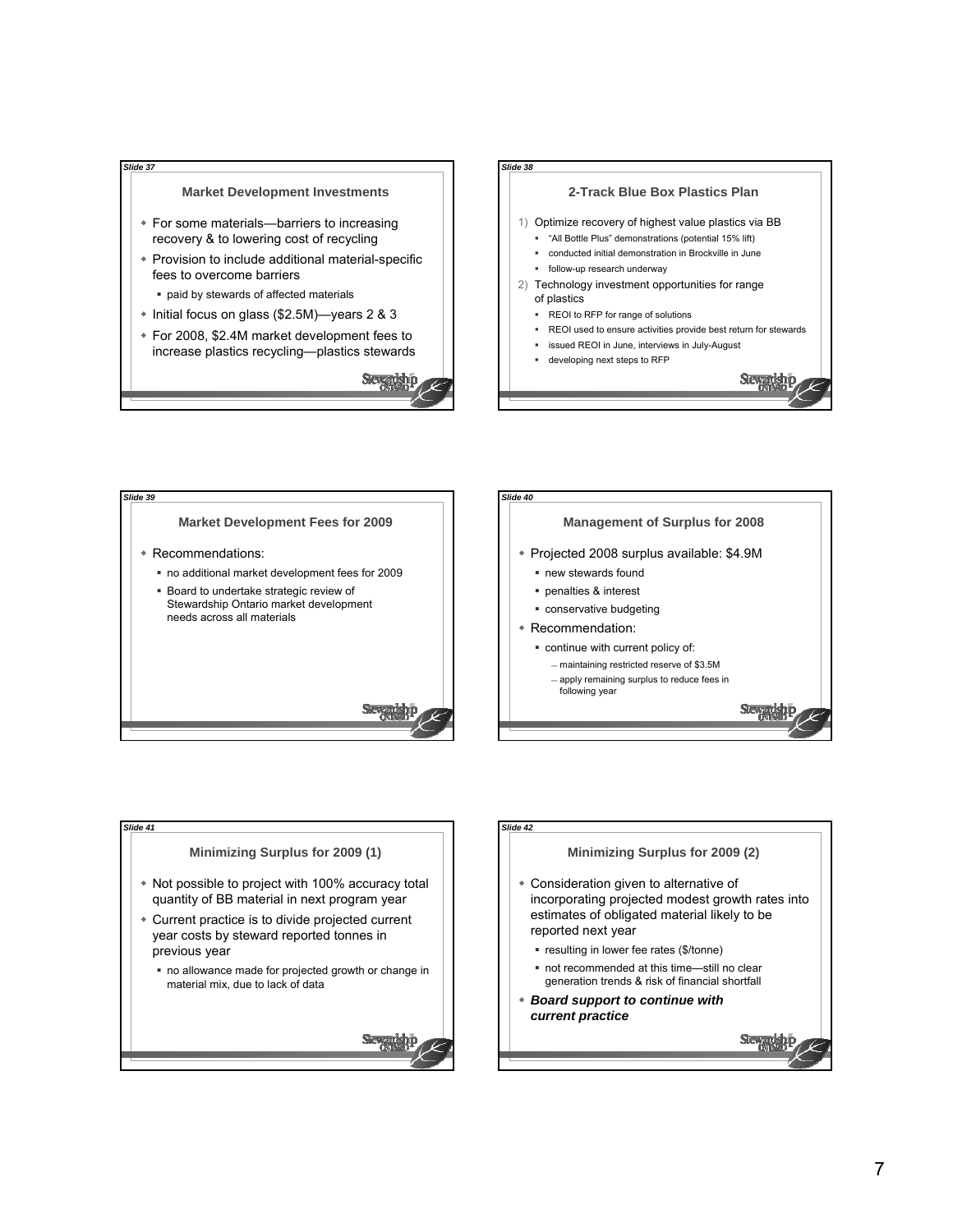Slide 37

## Market Development Investments

- For some materials—barriers to increasing recovery & to lowering cost of recycling
- Provision to include additional material-specific fees to overcome barriers
  - paid by stewards of affected materials
- Initial focus on glass ($2.5M)—years 2 & 3
- For 2008, $2.4M market development fees to increase plastics recycling—plastics stewards

Slide 38

## 2-Track Blue Box Plastics Plan

1) Optimize recovery of highest value plastics via BB
   - "All Bottle Plus" demonstrations (potential 15% lift)
   - conducted initial demonstration in Brockville in June
   - follow-up research underway
2) Technology investment opportunities for range of plastics
   - REOI to RFP for range of solutions
   - REOI used to ensure activities provide best return for stewards
   - issued REOI in June, interviews in July-August
   - developing next steps to RFP

Slide 39

## Market Development Fees for 2009

- Recommendations:
  - no additional market development fees for 2009
  - Board to undertake strategic review of Stewardship Ontario market development needs across all materials

Slide 40

## Management of Surplus for 2008

- Projected 2008 surplus available: $4.9M
  - new stewards found
  - penalties & interest
  - conservative budgeting
- Recommendation:
  - continue with current policy of:
    - maintaining restricted reserve of $3.5M
    - apply remaining surplus to reduce fees in following year

Slide 41

## Minimizing Surplus for 2009 (1)

- Not possible to project with 100% accuracy total quantity of BB material in next program year
- Current practice is to divide projected current year costs by steward reported tonnes in previous year
  - no allowance made for projected growth or change in material mix, due to lack of data

Slide 42

## Minimizing Surplus for 2009 (2)

- Consideration given to alternative of incorporating projected modest growth rates into estimates of obligated material likely to be reported next year
  - resulting in lower fee rates ($/tonne)
  - not recommended at this time—still no clear generation trends & risk of financial shortfall
- ***Board support to continue with current practice***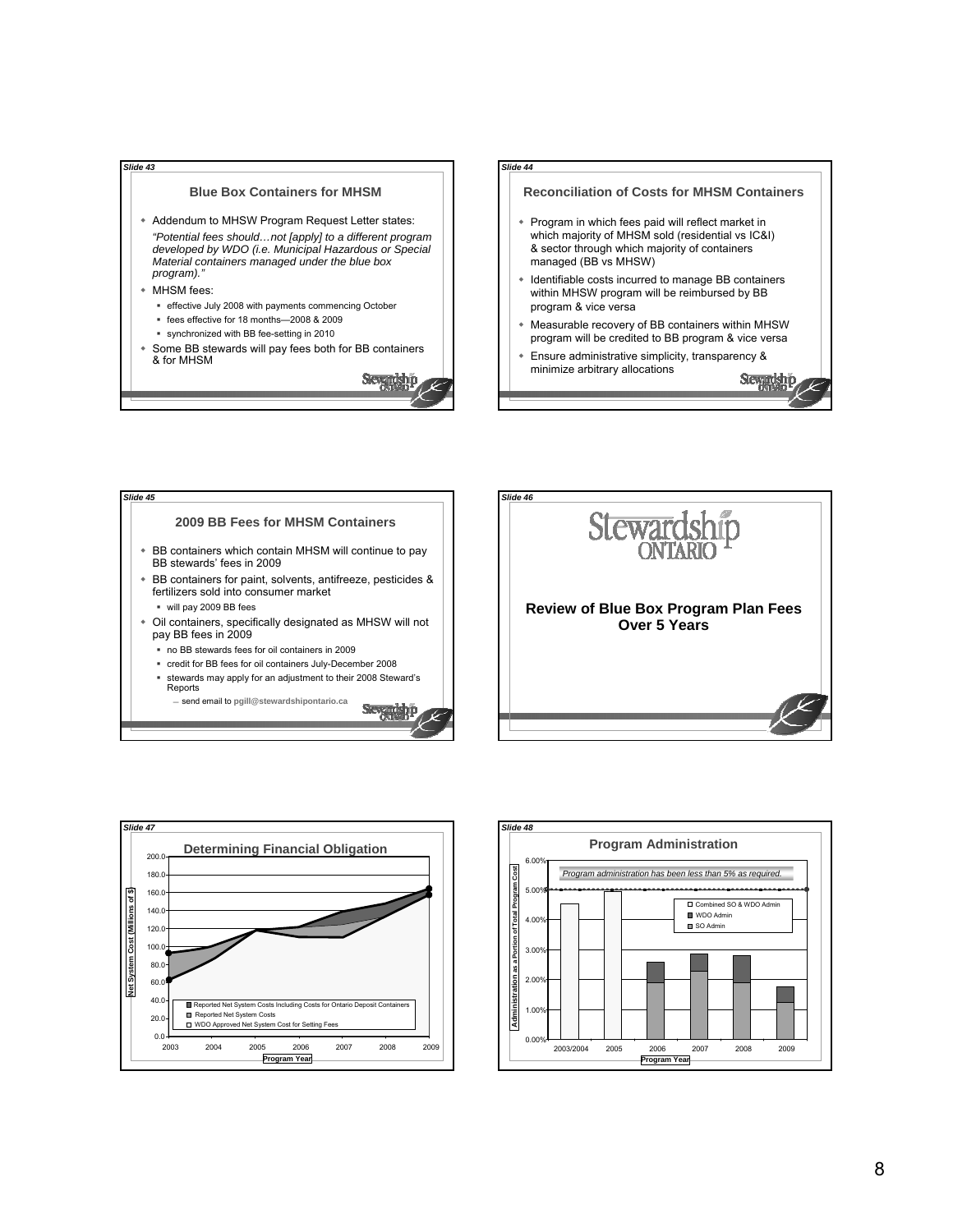## Slide 43

### Blue Box Containers for MHSM

- Addendum to MHSW Program Request Letter states:
  *"Potential fees should…not [apply] to a different program developed by WDO (i.e. Municipal Hazardous or Special Material containers managed under the blue box program)."*
- MHSM fees:
  - effective July 2008 with payments commencing October
  - fees effective for 18 months—2008 & 2009
  - synchronized with BB fee-setting in 2010
- Some BB stewards will pay fees both for BB containers & for MHSM

## Slide 44

### Reconciliation of Costs for MHSM Containers

- Program in which fees paid will reflect market in which majority of MHSM sold (residential vs IC&I) & sector through which majority of containers managed (BB vs MHSW)
- Identifiable costs incurred to manage BB containers within MHSW program will be reimbursed by BB program & vice versa
- Measurable recovery of BB containers within MHSW program will be credited to BB program & vice versa
- Ensure administrative simplicity, transparency & minimize arbitrary allocations

## Slide 45

### 2009 BB Fees for MHSM Containers

- BB containers which contain MHSM will continue to pay BB stewards' fees in 2009
- BB containers for paint, solvents, antifreeze, pesticides & fertilizers sold into consumer market
  - will pay 2009 BB fees
- Oil containers, specifically designated as MHSW will not pay BB fees in 2009
  - no BB stewards fees for oil containers in 2009
  - credit for BB fees for oil containers July-December 2008
  - stewards may apply for an adjustment to their 2008 Steward's Reports
    - send email to **pgill@stewardshipontario.ca**

## Slide 46

Stewardship ONTARIO

### Review of Blue Box Program Plan Fees Over 5 Years

## Slide 47

### Determining Financial Obligation

Net System Cost (Millions of $) by Program Year (2003–2009)

- Reported Net System Costs Including Costs for Ontario Deposit Containers
- Reported Net System Costs
- WDO Approved Net System Cost for Setting Fees

## Slide 48

### Program Administration

*Program administration has been less than 5% as required.*

Administration as a Portion of Total Program Cost by Program Year (2003/2004, 2005, 2006, 2007, 2008, 2009)

- Combined SO & WDO Admin
- WDO Admin
- SO Admin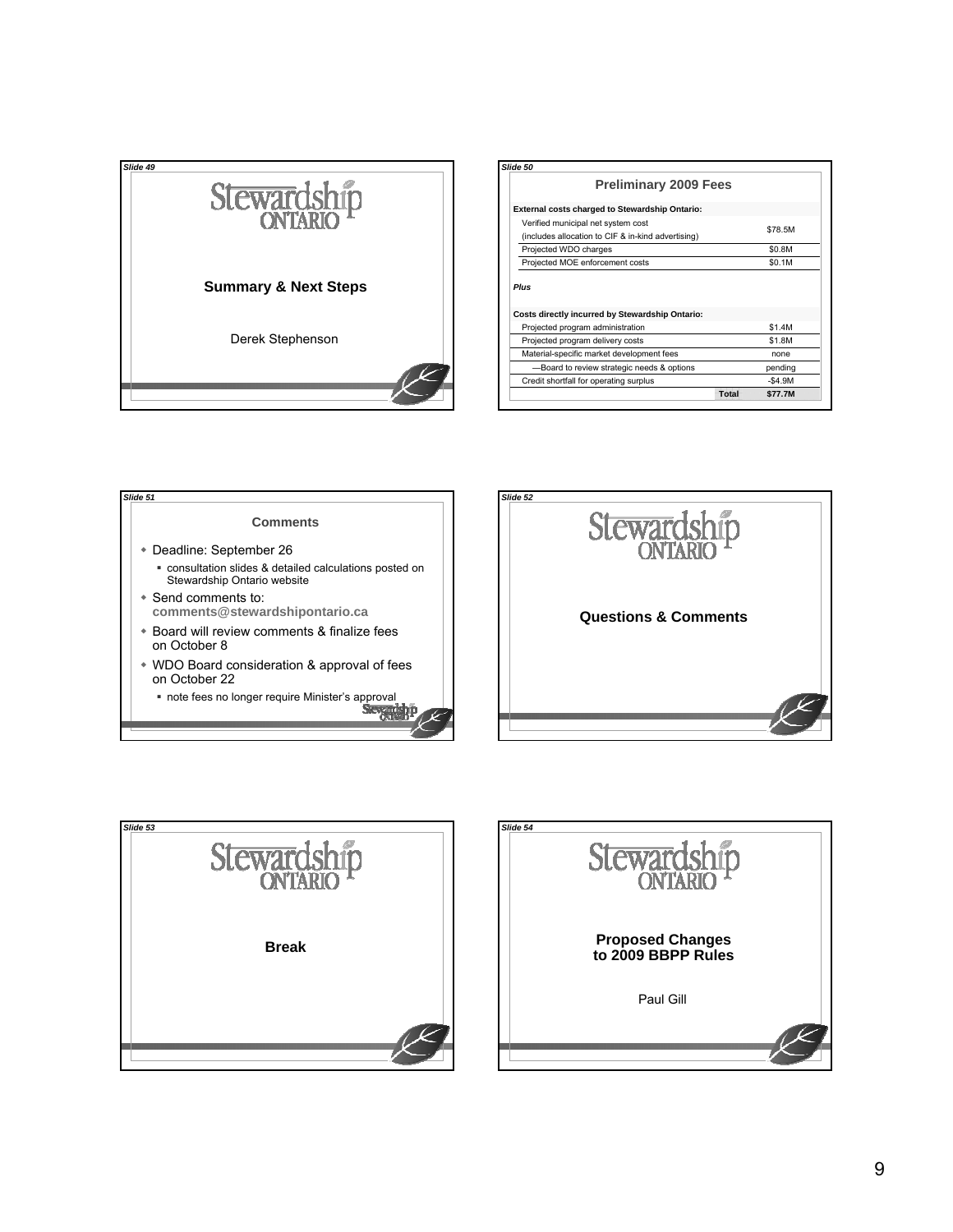Slide 49

Stewardship ONTARIO

## Summary & Next Steps

Derek Stephenson

Slide 50

## Preliminary 2009 Fees

| External costs charged to Stewardship Ontario: | |
|---|---|
| Verified municipal net system cost (includes allocation to CIF & in-kind advertising) | $78.5M |
| Projected WDO charges | $0.8M |
| Projected MOE enforcement costs | $0.1M |
| *Plus* | |
| **Costs directly incurred by Stewardship Ontario:** | |
| Projected program administration | $1.4M |
| Projected program delivery costs | $1.8M |
| Material-specific market development fees | none |
| —Board to review strategic needs & options | pending |
| Credit shortfall for operating surplus | -$4.9M |
| **Total** | **$77.7M** |

Slide 51

## Comments

- Deadline: September 26
  - consultation slides & detailed calculations posted on Stewardship Ontario website
- Send comments to: **comments@stewardshipontario.ca**
- Board will review comments & finalize fees on October 8
- WDO Board consideration & approval of fees on October 22
  - note fees no longer require Minister's approval

Slide 52

Stewardship ONTARIO

## Questions & Comments

Slide 53

Stewardship ONTARIO

## Break

Slide 54

Stewardship ONTARIO

## Proposed Changes to 2009 BBPP Rules

Paul Gill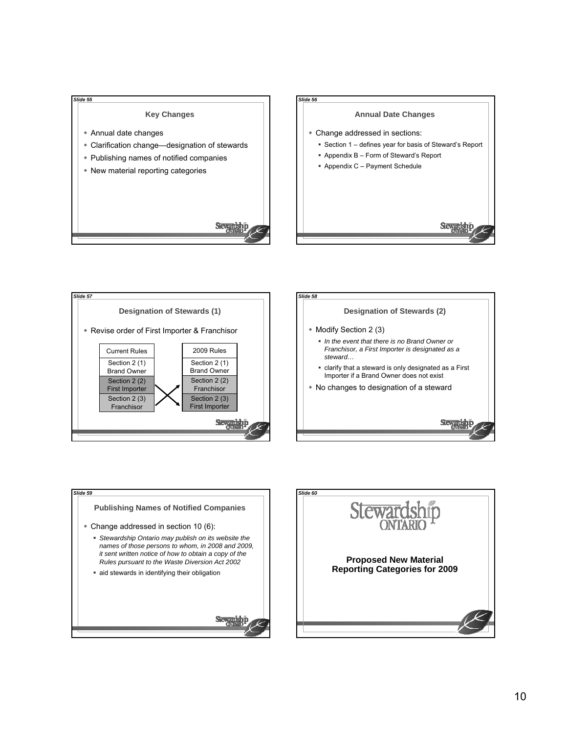Slide 55

## Key Changes

- Annual date changes
- Clarification change—designation of stewards
- Publishing names of notified companies
- New material reporting categories

Slide 56

## Annual Date Changes

- Change addressed in sections:
  - Section 1 – defines year for basis of Steward's Report
  - Appendix B – Form of Steward's Report
  - Appendix C – Payment Schedule

Slide 57

## Designation of Stewards (1)

- Revise order of First Importer & Franchisor

| Current Rules | 2009 Rules |
|---|---|
| Section 2 (1) Brand Owner | Section 2 (1) Brand Owner |
| Section 2 (2) First Importer | Section 2 (2) Franchisor |
| Section 2 (3) Franchisor | Section 2 (3) First Importer |

Slide 58

## Designation of Stewards (2)

- Modify Section 2 (3)
  - *In the event that there is no Brand Owner or Franchisor, a First Importer is designated as a steward…*
  - clarify that a steward is only designated as a First Importer if a Brand Owner does not exist
- No changes to designation of a steward

Slide 59

## Publishing Names of Notified Companies

- Change addressed in section 10 (6):
  - *Stewardship Ontario may publish on its website the names of those persons to whom, in 2008 and 2009, it sent written notice of how to obtain a copy of the Rules pursuant to the Waste Diversion Act 2002*
  - aid stewards in identifying their obligation

Slide 60

Stewardship ONTARIO

## Proposed New Material Reporting Categories for 2009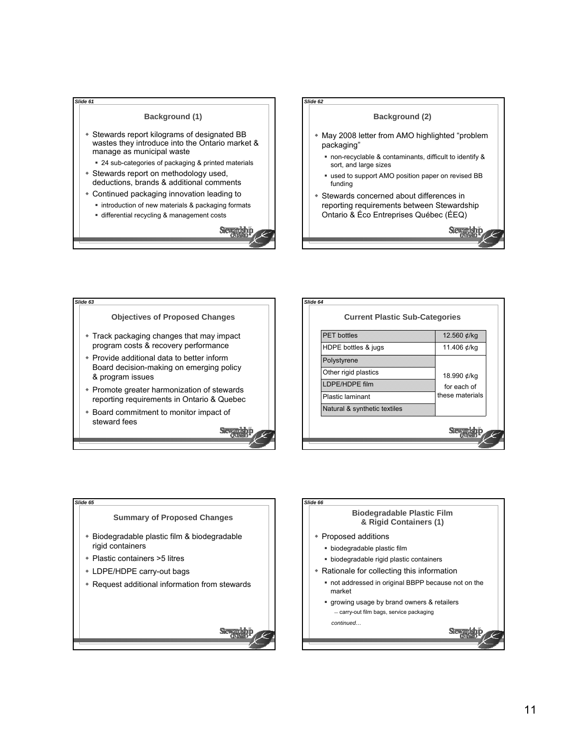*Slide 61*

## Background (1)

- Stewards report kilograms of designated BB wastes they introduce into the Ontario market & manage as municipal waste
  - 24 sub-categories of packaging & printed materials
- Stewards report on methodology used, deductions, brands & additional comments
- Continued packaging innovation leading to
  - introduction of new materials & packaging formats
  - differential recycling & management costs

*Slide 62*

## Background (2)

- May 2008 letter from AMO highlighted "problem packaging"
  - non-recyclable & contaminants, difficult to identify & sort, and large sizes
  - used to support AMO position paper on revised BB funding
- Stewards concerned about differences in reporting requirements between Stewardship Ontario & Éco Entreprises Québec (ÉEQ)

*Slide 63*

## Objectives of Proposed Changes

- Track packaging changes that may impact program costs & recovery performance
- Provide additional data to better inform Board decision-making on emerging policy & program issues
- Promote greater harmonization of stewards reporting requirements in Ontario & Quebec
- Board commitment to monitor impact of steward fees

*Slide 64*

## Current Plastic Sub-Categories

| | |
|---|---|
| PET bottles | 12.560 ¢/kg |
| HDPE bottles & jugs | 11.406 ¢/kg |
| Polystyrene | 18.990 ¢/kg for each of these materials |
| Other rigid plastics | |
| LDPE/HDPE film | |
| Plastic laminant | |
| Natural & synthetic textiles | |

*Slide 65*

## Summary of Proposed Changes

- Biodegradable plastic film & biodegradable rigid containers
- Plastic containers >5 litres
- LDPE/HDPE carry-out bags
- Request additional information from stewards

*Slide 66*

## Biodegradable Plastic Film & Rigid Containers (1)

- Proposed additions
  - biodegradable plastic film
  - biodegradable rigid plastic containers
- Rationale for collecting this information
  - not addressed in original BBPP because not on the market
  - growing usage by brand owners & retailers
    - carry-out film bags, service packaging

*continued…*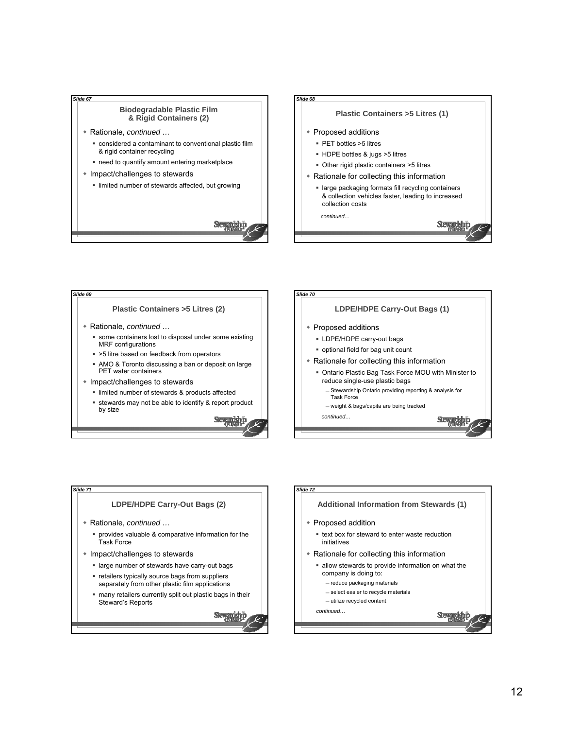*Slide 67*

## Biodegradable Plastic Film & Rigid Containers (2)

- Rationale, *continued …*
  - considered a contaminant to conventional plastic film & rigid container recycling
  - need to quantify amount entering marketplace
- Impact/challenges to stewards
  - limited number of stewards affected, but growing

*Slide 68*

## Plastic Containers >5 Litres (1)

- Proposed additions
  - PET bottles >5 litres
  - HDPE bottles & jugs >5 litres
  - Other rigid plastic containers >5 litres
- Rationale for collecting this information
  - large packaging formats fill recycling containers & collection vehicles faster, leading to increased collection costs

*continued…*

*Slide 69*

## Plastic Containers >5 Litres (2)

- Rationale, *continued …*
  - some containers lost to disposal under some existing MRF configurations
  - >5 litre based on feedback from operators
  - AMO & Toronto discussing a ban or deposit on large PET water containers
- Impact/challenges to stewards
  - limited number of stewards & products affected
  - stewards may not be able to identify & report product by size

*Slide 70*

## LDPE/HDPE Carry-Out Bags (1)

- Proposed additions
  - LDPE/HDPE carry-out bags
  - optional field for bag unit count
- Rationale for collecting this information
  - Ontario Plastic Bag Task Force MOU with Minister to reduce single-use plastic bags
    - Stewardship Ontario providing reporting & analysis for Task Force
    - weight & bags/capita are being tracked

*continued…*

*Slide 71*

## LDPE/HDPE Carry-Out Bags (2)

- Rationale, *continued …*
  - provides valuable & comparative information for the Task Force
- Impact/challenges to stewards
  - large number of stewards have carry-out bags
  - retailers typically source bags from suppliers separately from other plastic film applications
  - many retailers currently split out plastic bags in their Steward's Reports

*Slide 72*

## Additional Information from Stewards (1)

- Proposed addition
  - text box for steward to enter waste reduction initiatives
- Rationale for collecting this information
  - allow stewards to provide information on what the company is doing to:
    - reduce packaging materials
    - select easier to recycle materials
    - utilize recycled content

*continued…*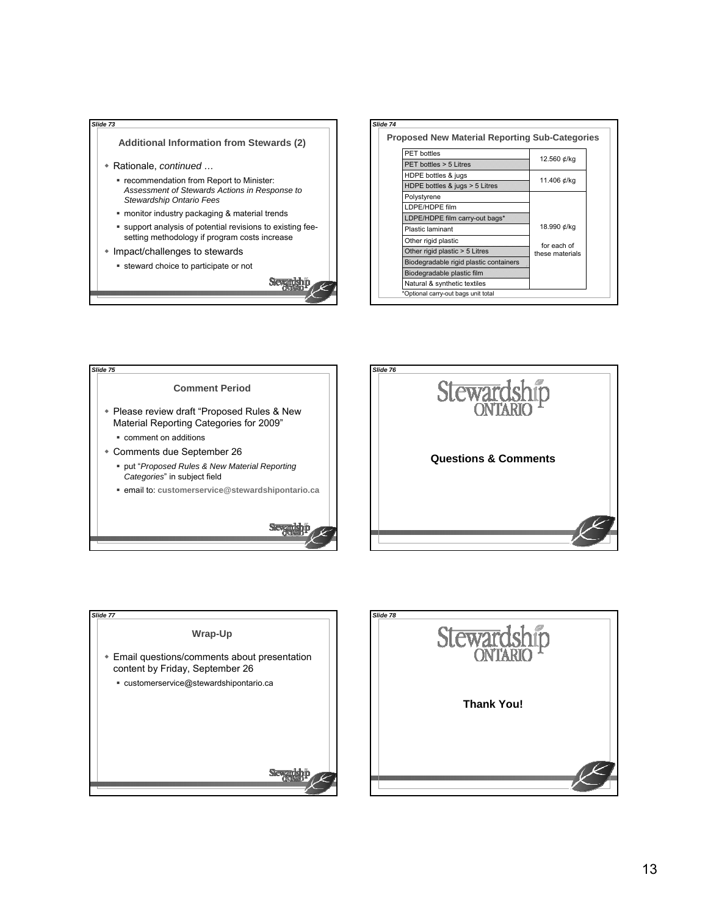Slide 73

## Additional Information from Stewards (2)

- Rationale, *continued …*
  - recommendation from Report to Minister: *Assessment of Stewards Actions in Response to Stewardship Ontario Fees*
  - monitor industry packaging & material trends
  - support analysis of potential revisions to existing fee-setting methodology if program costs increase
- Impact/challenges to stewards
  - steward choice to participate or not

Slide 74

## Proposed New Material Reporting Sub-Categories

| | |
|---|---|
| PET bottles | 12.560 ¢/kg |
| PET bottles > 5 Litres | |
| HDPE bottles & jugs | 11.406 ¢/kg |
| HDPE bottles & jugs > 5 Litres | |
| Polystyrene | 18.990 ¢/kg for each of these materials |
| LDPE/HDPE film | |
| LDPE/HDPE film carry-out bags* | |
| Plastic laminant | |
| Other rigid plastic | |
| Other rigid plastic > 5 Litres | |
| Biodegradable rigid plastic containers | |
| Biodegradable plastic film | |
| Natural & synthetic textiles | |

*Optional carry-out bags unit total

Slide 75

## Comment Period

- Please review draft "Proposed Rules & New Material Reporting Categories for 2009"
  - comment on additions
- Comments due September 26
  - put "*Proposed Rules & New Material Reporting Categories*" in subject field
  - email to: **customerservice@stewardshipontario.ca**

Slide 76

Stewardship ONTARIO

**Questions & Comments**

Slide 77

## Wrap-Up

- Email questions/comments about presentation content by Friday, September 26
  - customerservice@stewardshipontario.ca

Slide 78

Stewardship ONTARIO

**Thank You!**